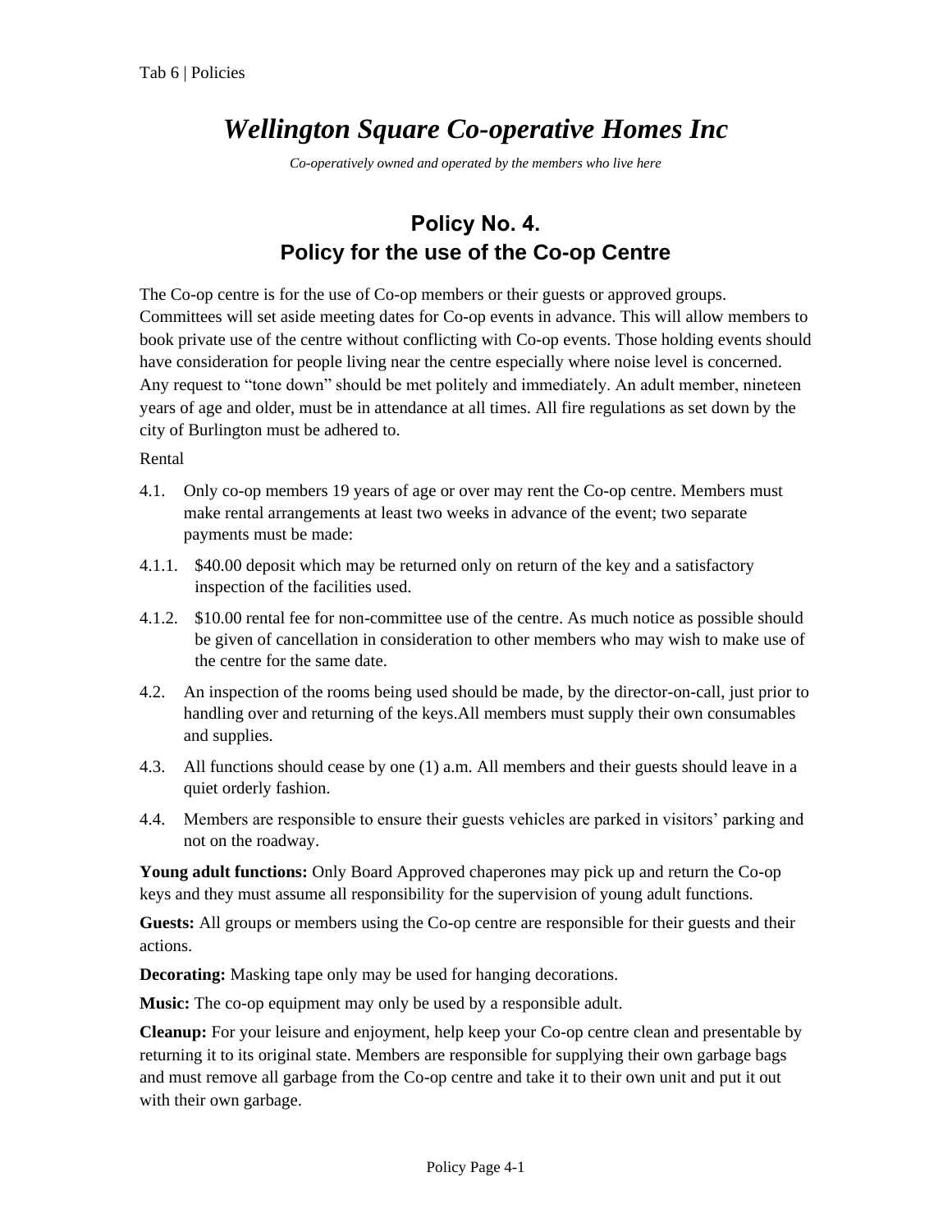# *Wellington Square Co-operative Homes Inc*

*Co-operatively owned and operated by the members who live here*

## Policy No. 4.
## Policy for the use of the Co-op Centre

The Co-op centre is for the use of Co-op members or their guests or approved groups. Committees will set aside meeting dates for Co-op events in advance. This will allow members to book private use of the centre without conflicting with Co-op events. Those holding events should have consideration for people living near the centre especially where noise level is concerned. Any request to "tone down" should be met politely and immediately. An adult member, nineteen years of age and older, must be in attendance at all times. All fire regulations as set down by the city of Burlington must be adhered to.

Rental

4.1. Only co-op members 19 years of age or over may rent the Co-op centre. Members must make rental arrangements at least two weeks in advance of the event; two separate payments must be made:

4.1.1. $40.00 deposit which may be returned only on return of the key and a satisfactory inspection of the facilities used.

4.1.2. $10.00 rental fee for non-committee use of the centre. As much notice as possible should be given of cancellation in consideration to other members who may wish to make use of the centre for the same date.

4.2. An inspection of the rooms being used should be made, by the director-on-call, just prior to handling over and returning of the keys.All members must supply their own consumables and supplies.

4.3. All functions should cease by one (1) a.m. All members and their guests should leave in a quiet orderly fashion.

4.4. Members are responsible to ensure their guests vehicles are parked in visitors' parking and not on the roadway.

**Young adult functions:** Only Board Approved chaperones may pick up and return the Co-op keys and they must assume all responsibility for the supervision of young adult functions.

**Guests:** All groups or members using the Co-op centre are responsible for their guests and their actions.

**Decorating:** Masking tape only may be used for hanging decorations.

**Music:** The co-op equipment may only be used by a responsible adult.

**Cleanup:** For your leisure and enjoyment, help keep your Co-op centre clean and presentable by returning it to its original state. Members are responsible for supplying their own garbage bags and must remove all garbage from the Co-op centre and take it to their own unit and put it out with their own garbage.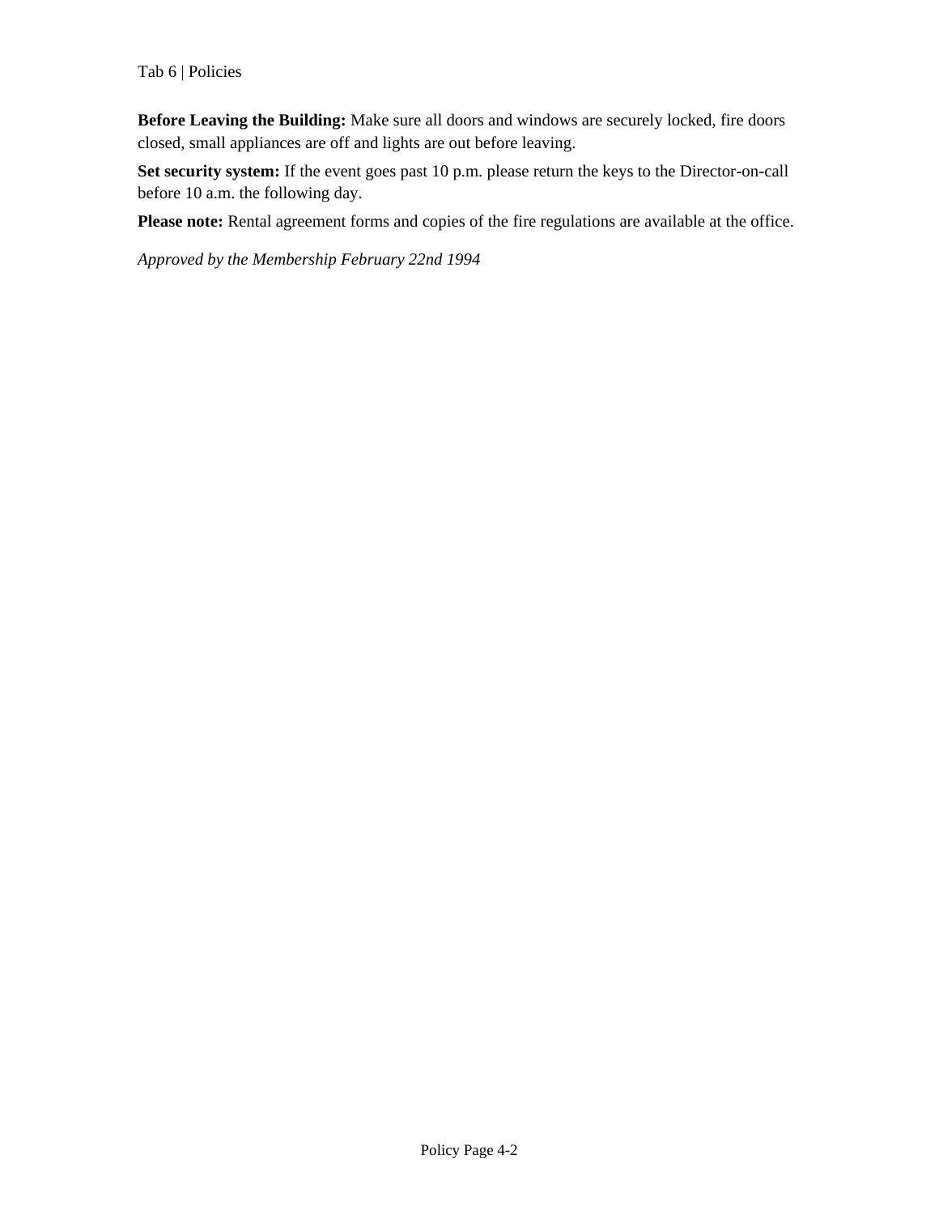**Before Leaving the Building:** Make sure all doors and windows are securely locked, fire doors closed, small appliances are off and lights are out before leaving.

**Set security system:** If the event goes past 10 p.m. please return the keys to the Director-on-call before 10 a.m. the following day.

**Please note:** Rental agreement forms and copies of the fire regulations are available at the office.

*Approved by the Membership February 22nd 1994*